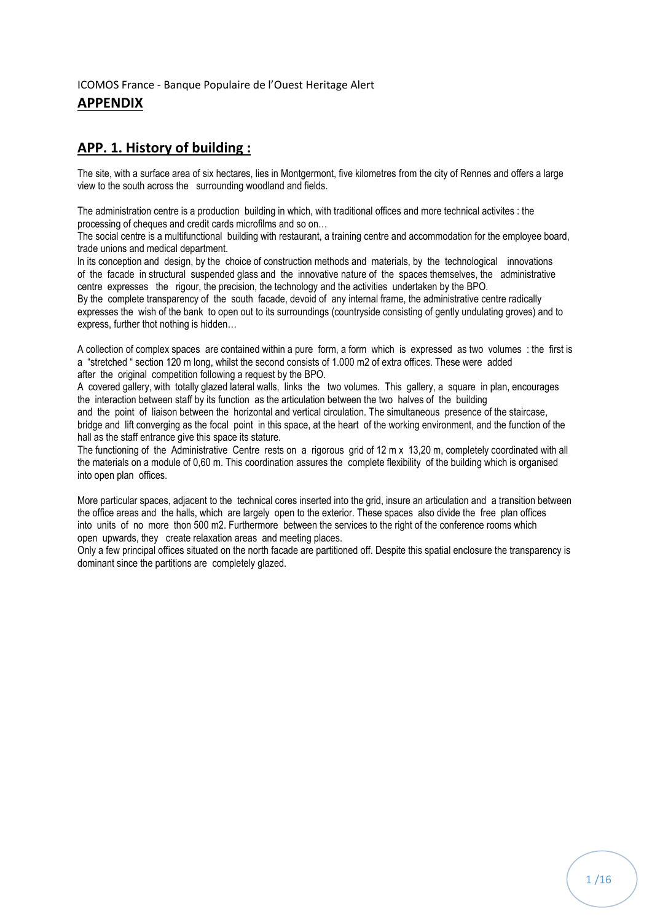ICOMOS France - Banque Populaire de l'Ouest Heritage Alert

# APPENDIX

## APP. 1. History of building :

The site, with a surface area of six hectares, lies in Montgermont, five kilometres from the city of Rennes and offers a large view to the south across the surrounding woodland and fields.

The administration centre is a production building in which, with traditional offices and more technical activites : the processing of cheques and credit cards microfilms and so on…
The social centre is a multifunctional building with restaurant, a training centre and accommodation for the employee board, trade unions and medical department.
In its conception and design, by the choice of construction methods and materials, by the technological innovations of the facade in structural suspended glass and the innovative nature of the spaces themselves, the administrative centre expresses the rigour, the precision, the technology and the activities undertaken by the BPO.
By the complete transparency of the south facade, devoid of any internal frame, the administrative centre radically expresses the wish of the bank to open out to its surroundings (countryside consisting of gently undulating groves) and to express, further thot nothing is hidden…

A collection of complex spaces are contained within a pure form, a form which is expressed as two volumes : the first is a "stretched " section 120 m long, whilst the second consists of 1.000 m2 of extra offices. These were added after the original competition following a request by the BPO.
A covered gallery, with totally glazed lateral walls, links the two volumes. This gallery, a square in plan, encourages the interaction between staff by its function as the articulation between the two halves of the building and the point of liaison between the horizontal and vertical circulation. The simultaneous presence of the staircase, bridge and lift converging as the focal point in this space, at the heart of the working environment, and the function of the hall as the staff entrance give this space its stature.
The functioning of the Administrative Centre rests on a rigorous grid of 12 m x 13,20 m, completely coordinated with all the materials on a module of 0,60 m. This coordination assures the complete flexibility of the building which is organised into open plan offices.

More particular spaces, adjacent to the technical cores inserted into the grid, insure an articulation and a transition between the office areas and the halls, which are largely open to the exterior. These spaces also divide the free plan offices into units of no more thon 500 m2. Furthermore between the services to the right of the conference rooms which open upwards, they create relaxation areas and meeting places.
Only a few principal offices situated on the north facade are partitioned off. Despite this spatial enclosure the transparency is dominant since the partitions are completely glazed.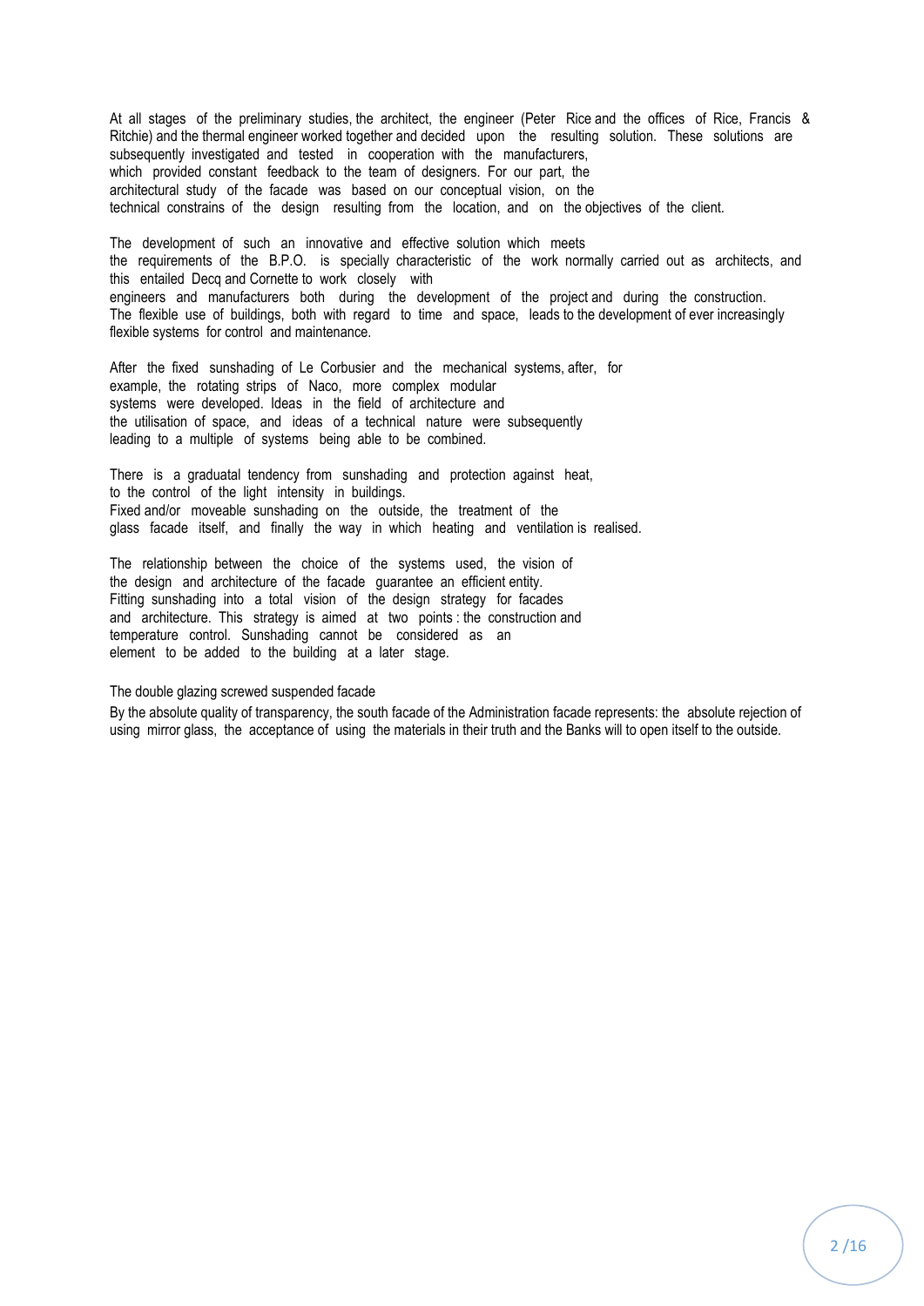At all stages of the preliminary studies, the architect, the engineer (Peter Rice and the offices of Rice, Francis & Ritchie) and the thermal engineer worked together and decided upon the resulting solution. These solutions are subsequently investigated and tested in cooperation with the manufacturers, which provided constant feedback to the team of designers. For our part, the architectural study of the facade was based on our conceptual vision, on the technical constrains of the design resulting from the location, and on the objectives of the client.

The development of such an innovative and effective solution which meets the requirements of the B.P.O. is specially characteristic of the work normally carried out as architects, and this entailed Decq and Cornette to work closely with engineers and manufacturers both during the development of the project and during the construction. The flexible use of buildings, both with regard to time and space, leads to the development of ever increasingly flexible systems for control and maintenance.

After the fixed sunshading of Le Corbusier and the mechanical systems, after, for example, the rotating strips of Naco, more complex modular systems were developed. Ideas in the field of architecture and the utilisation of space, and ideas of a technical nature were subsequently leading to a multiple of systems being able to be combined.

There is a graduatal tendency from sunshading and protection against heat, to the control of the light intensity in buildings. Fixed and/or moveable sunshading on the outside, the treatment of the glass facade itself, and finally the way in which heating and ventilation is realised.

The relationship between the choice of the systems used, the vision of the design and architecture of the facade guarantee an efficient entity. Fitting sunshading into a total vision of the design strategy for facades and architecture. This strategy is aimed at two points : the construction and temperature control. Sunshading cannot be considered as an element to be added to the building at a later stage.

The double glazing screwed suspended facade

By the absolute quality of transparency, the south facade of the Administration facade represents: the absolute rejection of using mirror glass, the acceptance of using the materials in their truth and the Banks will to open itself to the outside.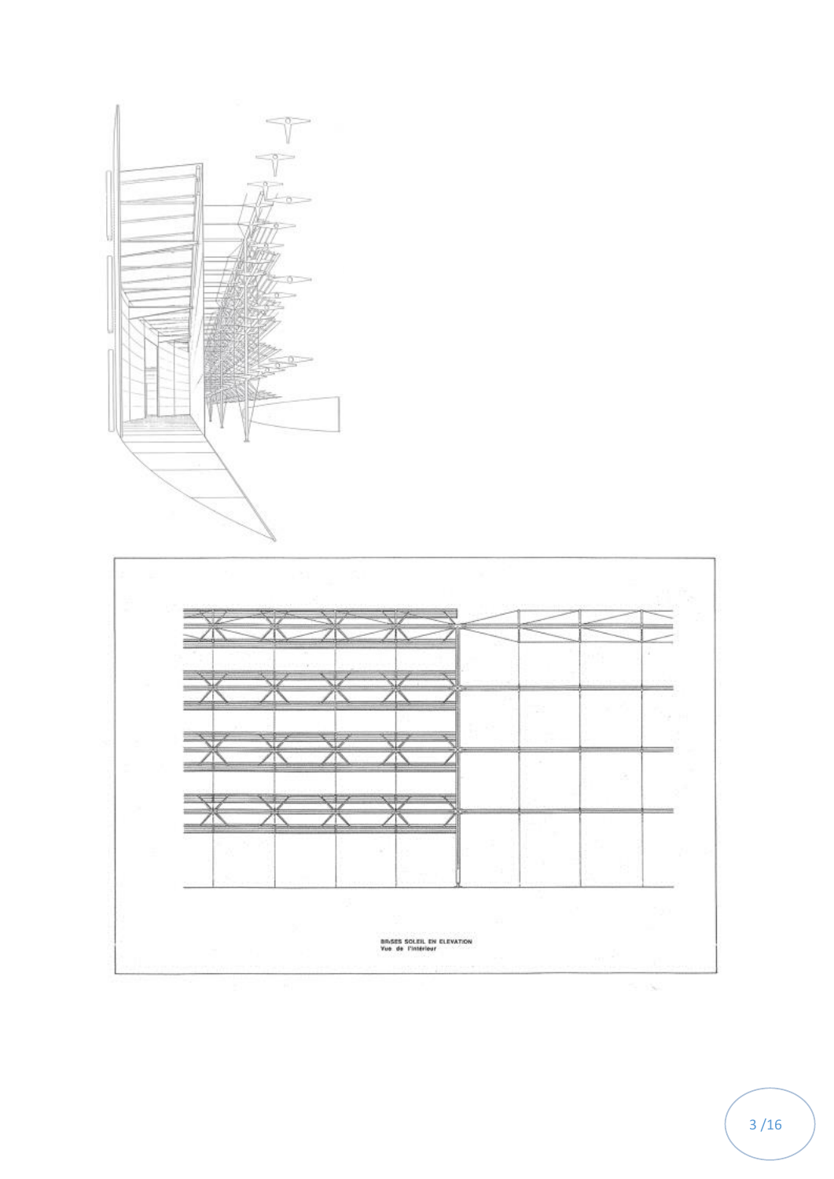BRISES SOLEIL EN ELEVATION
Vue de l'intérieur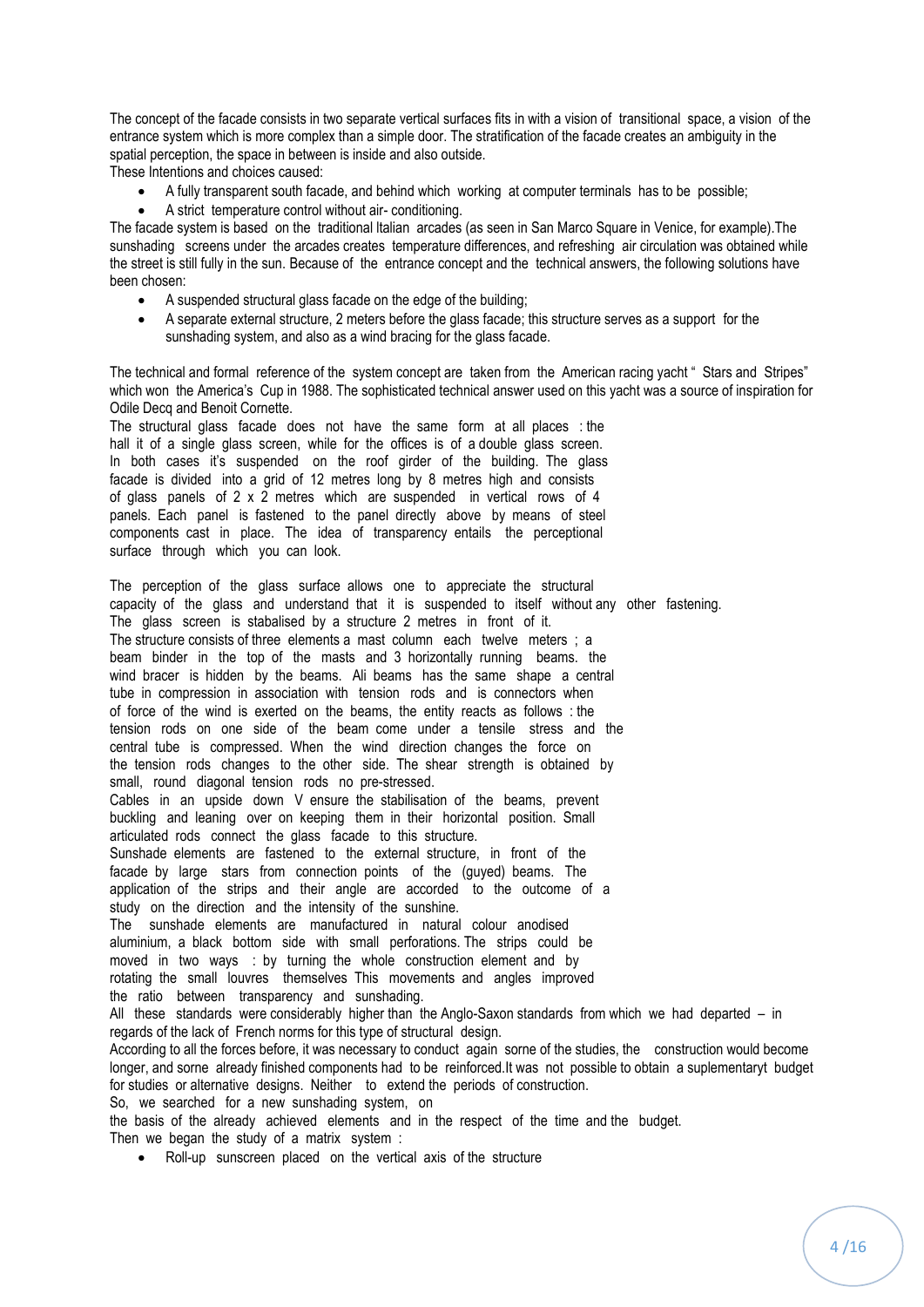The concept of the facade consists in two separate vertical surfaces fits in with a vision of transitional space, a vision of the entrance system which is more complex than a simple door. The stratification of the facade creates an ambiguity in the spatial perception, the space in between is inside and also outside.
These Intentions and choices caused:

- A fully transparent south facade, and behind which working at computer terminals has to be possible;
- A strict temperature control without air- conditioning.

The facade system is based on the traditional Italian arcades (as seen in San Marco Square in Venice, for example).The sunshading screens under the arcades creates temperature differences, and refreshing air circulation was obtained while the street is still fully in the sun. Because of the entrance concept and the technical answers, the following solutions have been chosen:

- A suspended structural glass facade on the edge of the building;
- A separate external structure, 2 meters before the glass facade; this structure serves as a support for the sunshading system, and also as a wind bracing for the glass facade.

The technical and formal reference of the system concept are taken from the American racing yacht " Stars and Stripes" which won the America's Cup in 1988. The sophisticated technical answer used on this yacht was a source of inspiration for Odile Decq and Benoit Cornette.
The structural glass facade does not have the same form at all places : the hall it of a single glass screen, while for the offices is of a double glass screen. In both cases it's suspended on the roof girder of the building. The glass facade is divided into a grid of 12 metres long by 8 metres high and consists of glass panels of 2 x 2 metres which are suspended in vertical rows of 4 panels. Each panel is fastened to the panel directly above by means of steel components cast in place. The idea of transparency entails the perceptional surface through which you can look.

The perception of the glass surface allows one to appreciate the structural capacity of the glass and understand that it is suspended to itself without any other fastening.
The glass screen is stabalised by a structure 2 metres in front of it.
The structure consists of three elements a mast column each twelve meters ; a beam binder in the top of the masts and 3 horizontally running beams. the wind bracer is hidden by the beams. Ali beams has the same shape a central tube in compression in association with tension rods and is connectors when of force of the wind is exerted on the beams, the entity reacts as follows : the tension rods on one side of the beam come under a tensile stress and the central tube is compressed. When the wind direction changes the force on the tension rods changes to the other side. The shear strength is obtained by small, round diagonal tension rods no pre-stressed.
Cables in an upside down V ensure the stabilisation of the beams, prevent buckling and leaning over on keeping them in their horizontal position. Small articulated rods connect the glass facade to this structure.
Sunshade elements are fastened to the external structure, in front of the facade by large stars from connection points of the (guyed) beams. The application of the strips and their angle are accorded to the outcome of a study on the direction and the intensity of the sunshine.
The sunshade elements are manufactured in natural colour anodised aluminium, a black bottom side with small perforations. The strips could be moved in two ways : by turning the whole construction element and by rotating the small louvres themselves This movements and angles improved the ratio between transparency and sunshading.
All these standards were considerably higher than the Anglo-Saxon standards from which we had departed – in regards of the lack of French norms for this type of structural design.
According to all the forces before, it was necessary to conduct again sorne of the studies, the construction would become longer, and sorne already finished components had to be reinforced.It was not possible to obtain a suplementaryt budget for studies or alternative designs. Neither to extend the periods of construction.
So, we searched for a new sunshading system, on the basis of the already achieved elements and in the respect of the time and the budget.
Then we began the study of a matrix system :

- Roll-up sunscreen placed on the vertical axis of the structure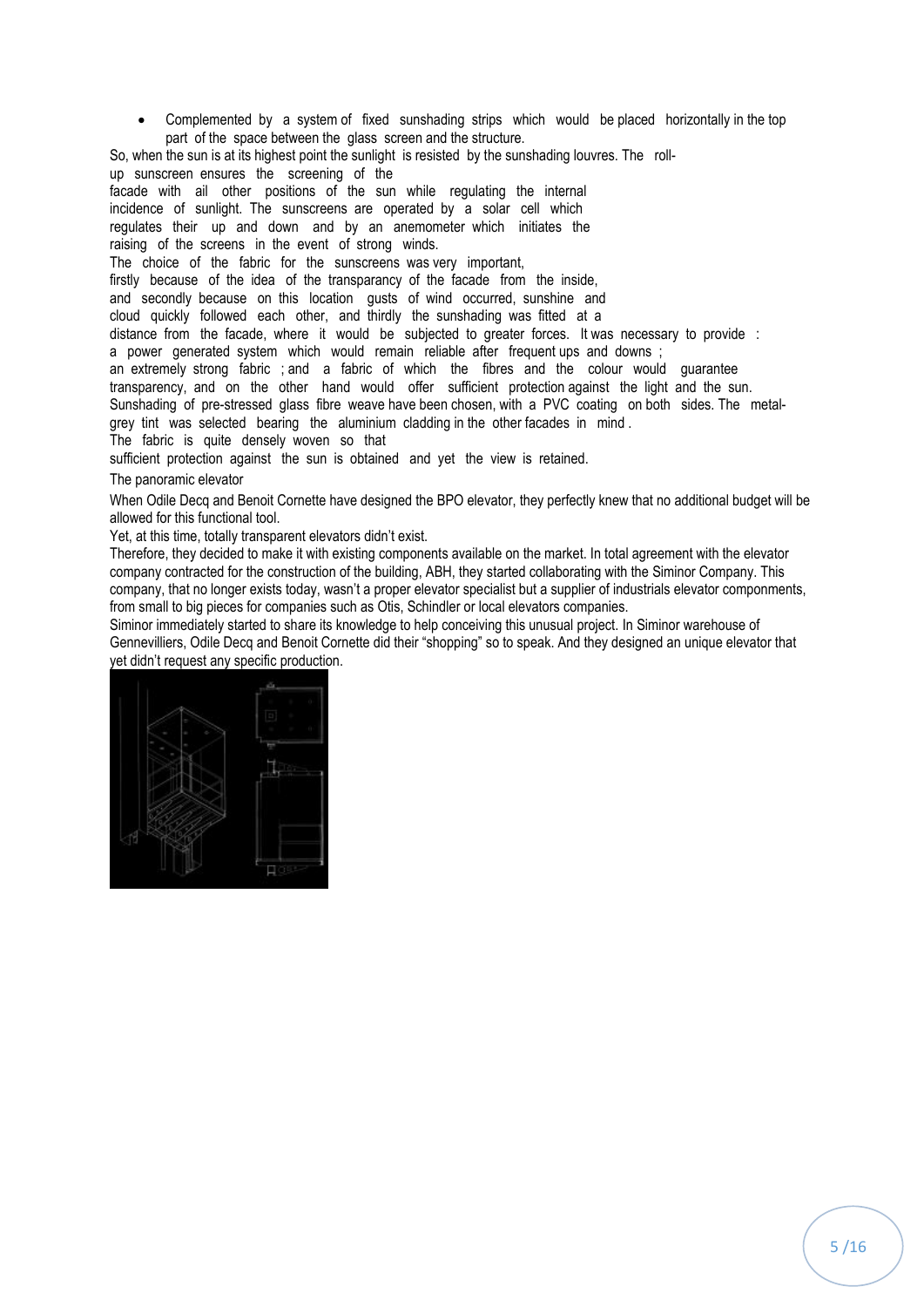- Complemented by a system of fixed sunshading strips which would be placed horizontally in the top part of the space between the glass screen and the structure.

So, when the sun is at its highest point the sunlight is resisted by the sunshading louvres. The roll-up sunscreen ensures the screening of the facade with ail other positions of the sun while regulating the internal incidence of sunlight. The sunscreens are operated by a solar cell which regulates their up and down and by an anemometer which initiates the raising of the screens in the event of strong winds.

The choice of the fabric for the sunscreens was very important, firstly because of the idea of the transparancy of the facade from the inside, and secondly because on this location gusts of wind occurred, sunshine and cloud quickly followed each other, and thirdly the sunshading was fitted at a distance from the facade, where it would be subjected to greater forces. It was necessary to provide : a power generated system which would remain reliable after frequent ups and downs ; an extremely strong fabric ; and a fabric of which the fibres and the colour would guarantee transparency, and on the other hand would offer sufficient protection against the light and the sun. Sunshading of pre-stressed glass fibre weave have been chosen, with a PVC coating on both sides. The metal-grey tint was selected bearing the aluminium cladding in the other facades in mind .

The fabric is quite densely woven so that sufficient protection against the sun is obtained and yet the view is retained.

The panoramic elevator

When Odile Decq and Benoit Cornette have designed the BPO elevator, they perfectly knew that no additional budget will be allowed for this functional tool.

Yet, at this time, totally transparent elevators didn't exist.

Therefore, they decided to make it with existing components available on the market. In total agreement with the elevator company contracted for the construction of the building, ABH, they started collaborating with the Siminor Company. This company, that no longer exists today, wasn't a proper elevator specialist but a supplier of industrials elevator componments, from small to big pieces for companies such as Otis, Schindler or local elevators companies.

Siminor immediately started to share its knowledge to help conceiving this unusual project. In Siminor warehouse of Gennevilliers, Odile Decq and Benoit Cornette did their "shopping" so to speak. And they designed an unique elevator that yet didn't request any specific production.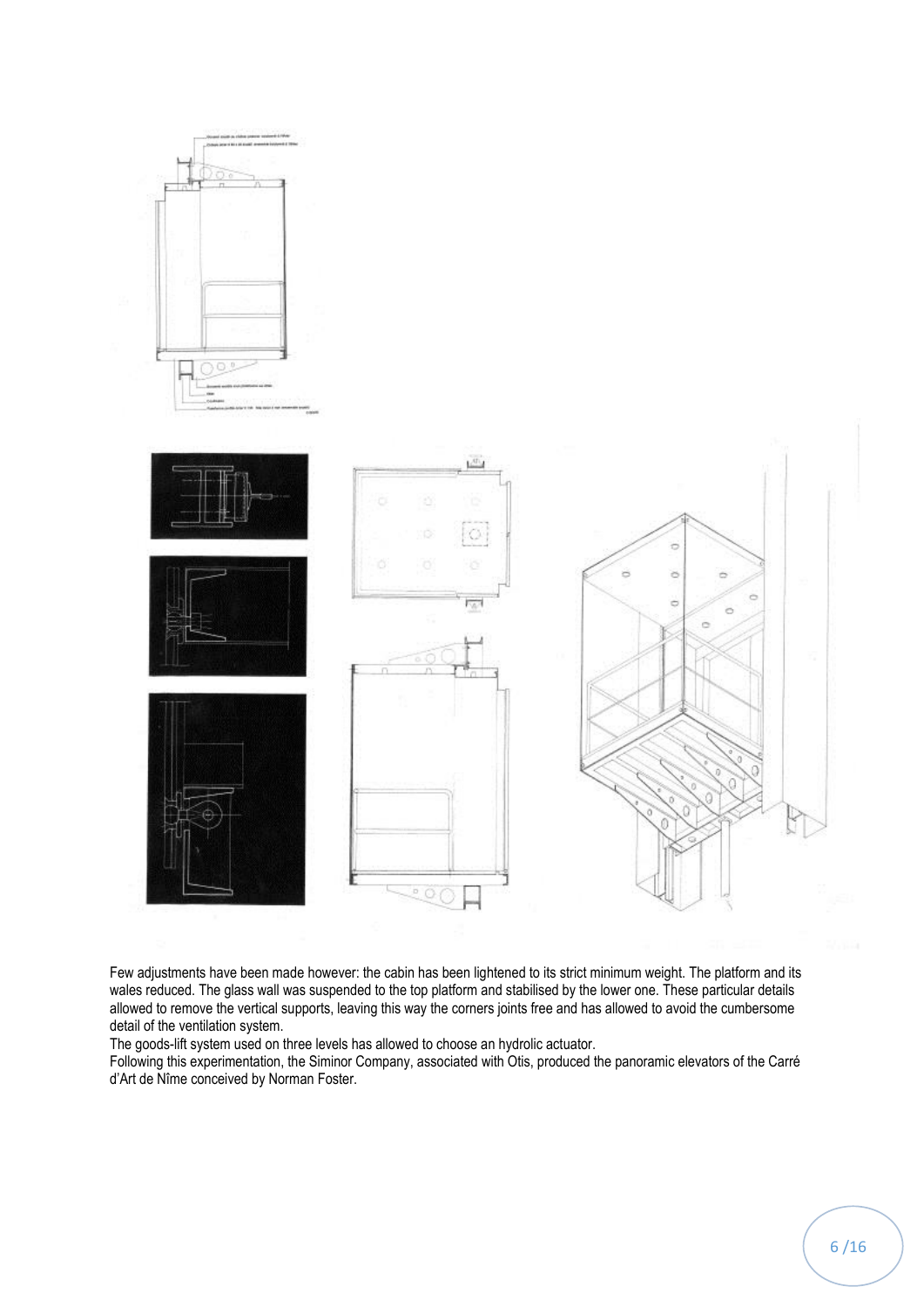Few adjustments have been made however: the cabin has been lightened to its strict minimum weight. The platform and its wales reduced. The glass wall was suspended to the top platform and stabilised by the lower one. These particular details allowed to remove the vertical supports, leaving this way the corners joints free and has allowed to avoid the cumbersome detail of the ventilation system.

The goods-lift system used on three levels has allowed to choose an hydrolic actuator.

Following this experimentation, the Siminor Company, associated with Otis, produced the panoramic elevators of the Carré d'Art de Nîme conceived by Norman Foster.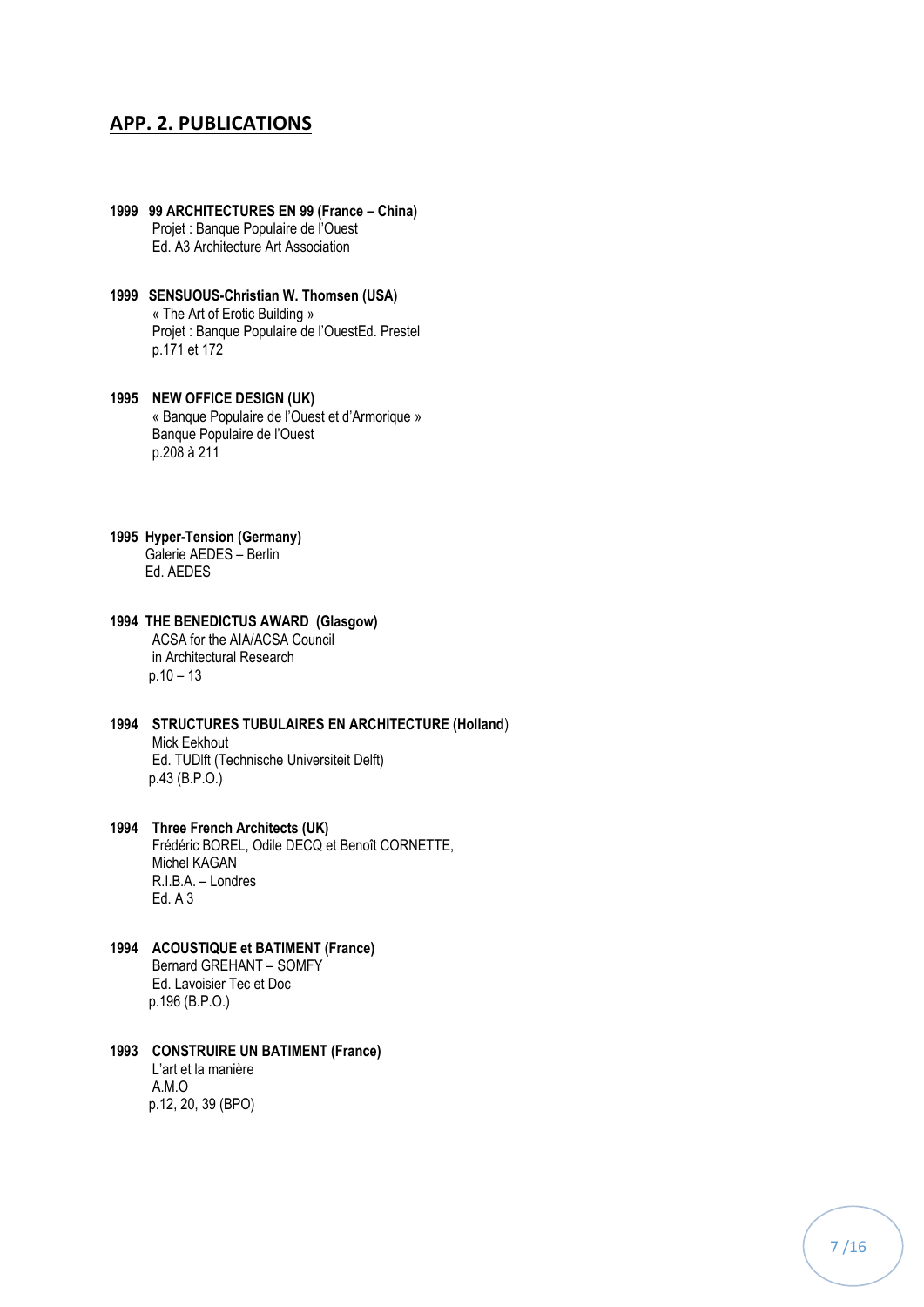## APP. 2. PUBLICATIONS

**1999 99 ARCHITECTURES EN 99 (France – China)**
Projet : Banque Populaire de l'Ouest
Ed. A3 Architecture Art Association

**1999 SENSUOUS-Christian W. Thomsen (USA)**
« The Art of Erotic Building »
Projet : Banque Populaire de l'OuestEd. Prestel
p.171 et 172

**1995 NEW OFFICE DESIGN (UK)**
« Banque Populaire de l'Ouest et d'Armorique »
Banque Populaire de l'Ouest
p.208 à 211

**1995 Hyper-Tension (Germany)**
Galerie AEDES – Berlin
Ed. AEDES

**1994 THE BENEDICTUS AWARD (Glasgow)**
ACSA for the AIA/ACSA Council
in Architectural Research
p.10 – 13

**1994 STRUCTURES TUBULAIRES EN ARCHITECTURE (Holland)**
Mick Eekhout
Ed. TUDlft (Technische Universiteit Delft)
p.43 (B.P.O.)

**1994 Three French Architects (UK)**
Frédéric BOREL, Odile DECQ et Benoît CORNETTE,
Michel KAGAN
R.I.B.A. – Londres
Ed. A 3

**1994 ACOUSTIQUE et BATIMENT (France)**
Bernard GREHANT – SOMFY
Ed. Lavoisier Tec et Doc
p.196 (B.P.O.)

**1993 CONSTRUIRE UN BATIMENT (France)**
L'art et la manière
A.M.O
p.12, 20, 39 (BPO)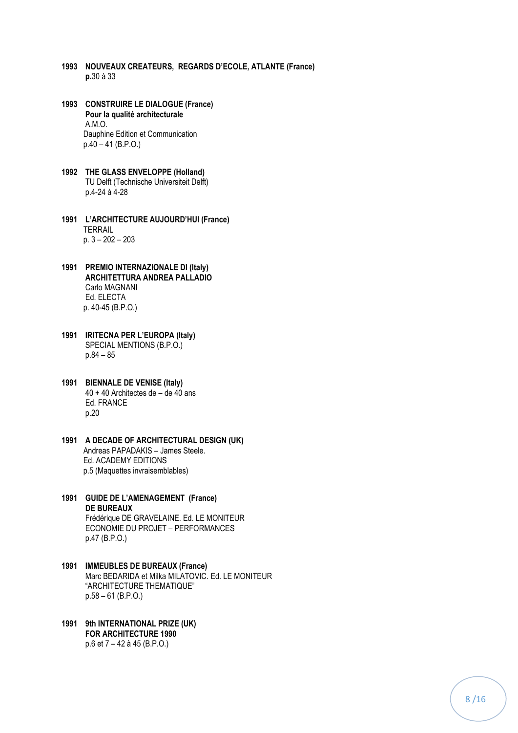**1993 NOUVEAUX CREATEURS, REGARDS D'ECOLE, ATLANTE (France)**
**p.**30 à 33

**1993 CONSTRUIRE LE DIALOGUE (France)**
**Pour la qualité architecturale**
A.M.O.
Dauphine Edition et Communication
p.40 – 41 (B.P.O.)

**1992 THE GLASS ENVELOPPE (Holland)**
TU Delft (Technische Universiteit Delft)
p.4-24 à 4-28

**1991 L'ARCHITECTURE AUJOURD'HUI (France)**
TERRAIL
p. 3 – 202 – 203

**1991 PREMIO INTERNAZIONALE DI (Italy)**
**ARCHITETTURA ANDREA PALLADIO**
Carlo MAGNANI
Ed. ELECTA
p. 40-45 (B.P.O.)

**1991 IRITECNA PER L'EUROPA (Italy)**
SPECIAL MENTIONS (B.P.O.)
p.84 – 85

**1991 BIENNALE DE VENISE (Italy)**
40 + 40 Architectes de – de 40 ans
Ed. FRANCE
p.20

**1991 A DECADE OF ARCHITECTURAL DESIGN (UK)**
Andreas PAPADAKIS – James Steele.
Ed. ACADEMY EDITIONS
p.5 (Maquettes invraisemblables)

**1991 GUIDE DE L'AMENAGEMENT (France)**
**DE BUREAUX**
Frédérique DE GRAVELAINE. Ed. LE MONITEUR
ECONOMIE DU PROJET – PERFORMANCES
p.47 (B.P.O.)

**1991 IMMEUBLES DE BUREAUX (France)**
Marc BEDARIDA et Milka MILATOVIC. Ed. LE MONITEUR
"ARCHITECTURE THEMATIQUE"
p.58 – 61 (B.P.O.)

**1991 9th INTERNATIONAL PRIZE (UK)**
**FOR ARCHITECTURE 1990**
p.6 et 7 – 42 à 45 (B.P.O.)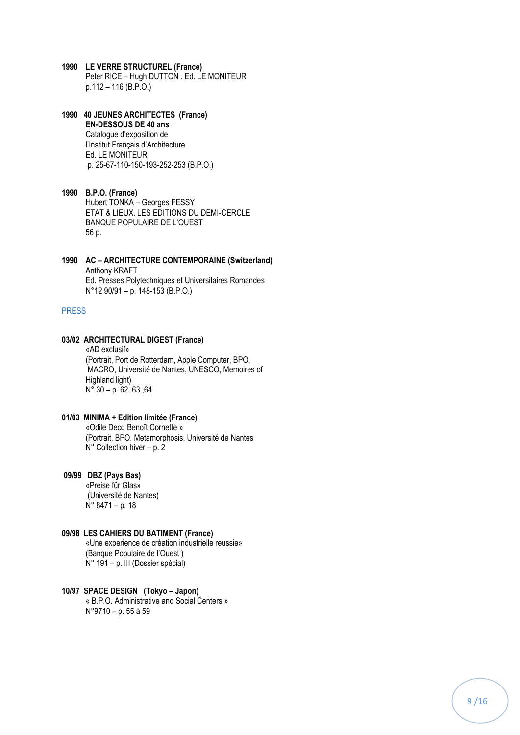**1990 LE VERRE STRUCTUREL (France)**
Peter RICE – Hugh DUTTON . Ed. LE MONITEUR
p.112 – 116 (B.P.O.)

**1990 40 JEUNES ARCHITECTES (France)**
**EN-DESSOUS DE 40 ans**
Catalogue d'exposition de
l'Institut Français d'Architecture
Ed. LE MONITEUR
p. 25-67-110-150-193-252-253 (B.P.O.)

**1990 B.P.O. (France)**
Hubert TONKA – Georges FESSY
ETAT & LIEUX. LES EDITIONS DU DEMI-CERCLE
BANQUE POPULAIRE DE L'OUEST
56 p.

**1990 AC – ARCHITECTURE CONTEMPORAINE (Switzerland)**
Anthony KRAFT
Ed. Presses Polytechniques et Universitaires Romandes
N°12 90/91 – p. 148-153 (B.P.O.)

## PRESS

**03/02 ARCHITECTURAL DIGEST (France)**
«AD exclusif»
(Portrait, Port de Rotterdam, Apple Computer, BPO,
MACRO, Université de Nantes, UNESCO, Memoires of
Highland light)
N° 30 – p. 62, 63 ,64

**01/03 MINIMA + Edition limitée (France)**
«Odile Decq Benoît Cornette »
(Portrait, BPO, Metamorphosis, Université de Nantes
N° Collection hiver – p. 2

**09/99 DBZ (Pays Bas)**
«Preise für Glas»
(Université de Nantes)
N° 8471 – p. 18

**09/98 LES CAHIERS DU BATIMENT (France)**
«Une experience de création industrielle reussie»
(Banque Populaire de l'Ouest )
N° 191 – p. III (Dossier spécial)

**10/97 SPACE DESIGN (Tokyo – Japon)**
« B.P.O. Administrative and Social Centers »
N°9710 – p. 55 à 59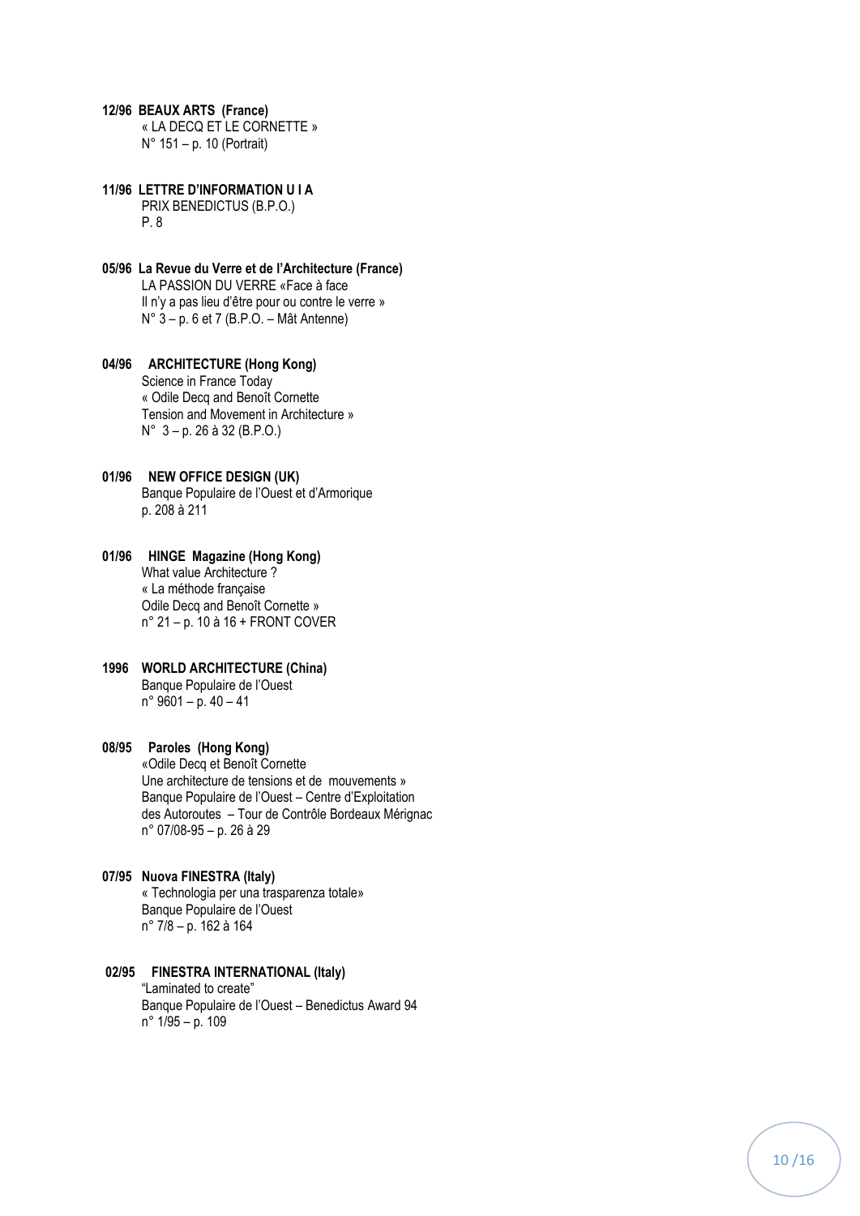**12/96 BEAUX ARTS (France)**
« LA DECQ ET LE CORNETTE »
N° 151 – p. 10 (Portrait)

**11/96 LETTRE D'INFORMATION U I A**
PRIX BENEDICTUS (B.P.O.)
P. 8

**05/96 La Revue du Verre et de l'Architecture (France)**
LA PASSION DU VERRE «Face à face
Il n'y a pas lieu d'être pour ou contre le verre »
N° 3 – p. 6 et 7 (B.P.O. – Mât Antenne)

**04/96 ARCHITECTURE (Hong Kong)**
Science in France Today
« Odile Decq and Benoît Cornette
Tension and Movement in Architecture »
N° 3 – p. 26 à 32 (B.P.O.)

**01/96 NEW OFFICE DESIGN (UK)**
Banque Populaire de l'Ouest et d'Armorique
p. 208 à 211

**01/96 HINGE Magazine (Hong Kong)**
What value Architecture ?
« La méthode française
Odile Decq and Benoît Cornette »
n° 21 – p. 10 à 16 + FRONT COVER

**1996 WORLD ARCHITECTURE (China)**
Banque Populaire de l'Ouest
n° 9601 – p. 40 – 41

**08/95 Paroles (Hong Kong)**
«Odile Decq et Benoît Cornette
Une architecture de tensions et de mouvements »
Banque Populaire de l'Ouest – Centre d'Exploitation
des Autoroutes – Tour de Contrôle Bordeaux Mérignac
n° 07/08-95 – p. 26 à 29

**07/95 Nuova FINESTRA (Italy)**
« Technologia per una trasparenza totale»
Banque Populaire de l'Ouest
n° 7/8 – p. 162 à 164

**02/95 FINESTRA INTERNATIONAL (Italy)**
"Laminated to create"
Banque Populaire de l'Ouest – Benedictus Award 94
n° 1/95 – p. 109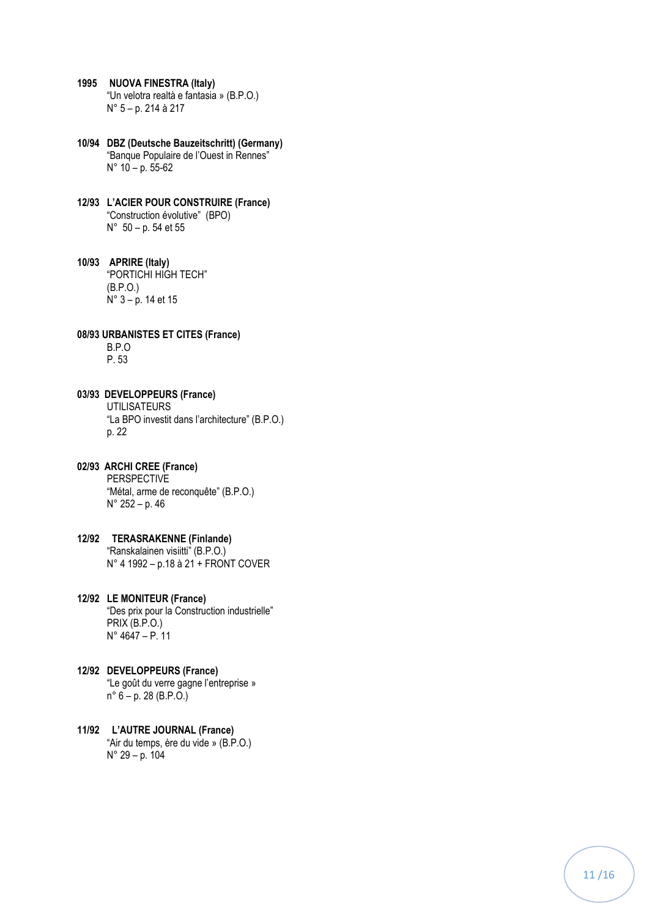**1995 NUOVA FINESTRA (Italy)**
"Un velotra realtà e fantasia » (B.P.O.)
N° 5 – p. 214 à 217

**10/94 DBZ (Deutsche Bauzeitschritt) (Germany)**
"Banque Populaire de l'Ouest in Rennes"
N° 10 – p. 55-62

**12/93 L'ACIER POUR CONSTRUIRE (France)**
"Construction évolutive" (BPO)
N° 50 – p. 54 et 55

**10/93 APRIRE (Italy)**
"PORTICHI HIGH TECH"
(B.P.O.)
N° 3 – p. 14 et 15

**08/93 URBANISTES ET CITES (France)**
B.P.O
P. 53

**03/93 DEVELOPPEURS (France)**
UTILISATEURS
"La BPO investit dans l'architecture" (B.P.O.)
p. 22

**02/93 ARCHI CREE (France)**
PERSPECTIVE
"Métal, arme de reconquête" (B.P.O.)
N° 252 – p. 46

**12/92 TERASRAKENNE (Finlande)**
"Ranskalainen visiitti" (B.P.O.)
N° 4 1992 – p.18 à 21 + FRONT COVER

**12/92 LE MONITEUR (France)**
"Des prix pour la Construction industrielle"
PRIX (B.P.O.)
N° 4647 – P. 11

**12/92 DEVELOPPEURS (France)**
"Le goût du verre gagne l'entreprise »
n° 6 – p. 28 (B.P.O.)

**11/92 L'AUTRE JOURNAL (France)**
"Air du temps, ère du vide » (B.P.O.)
N° 29 – p. 104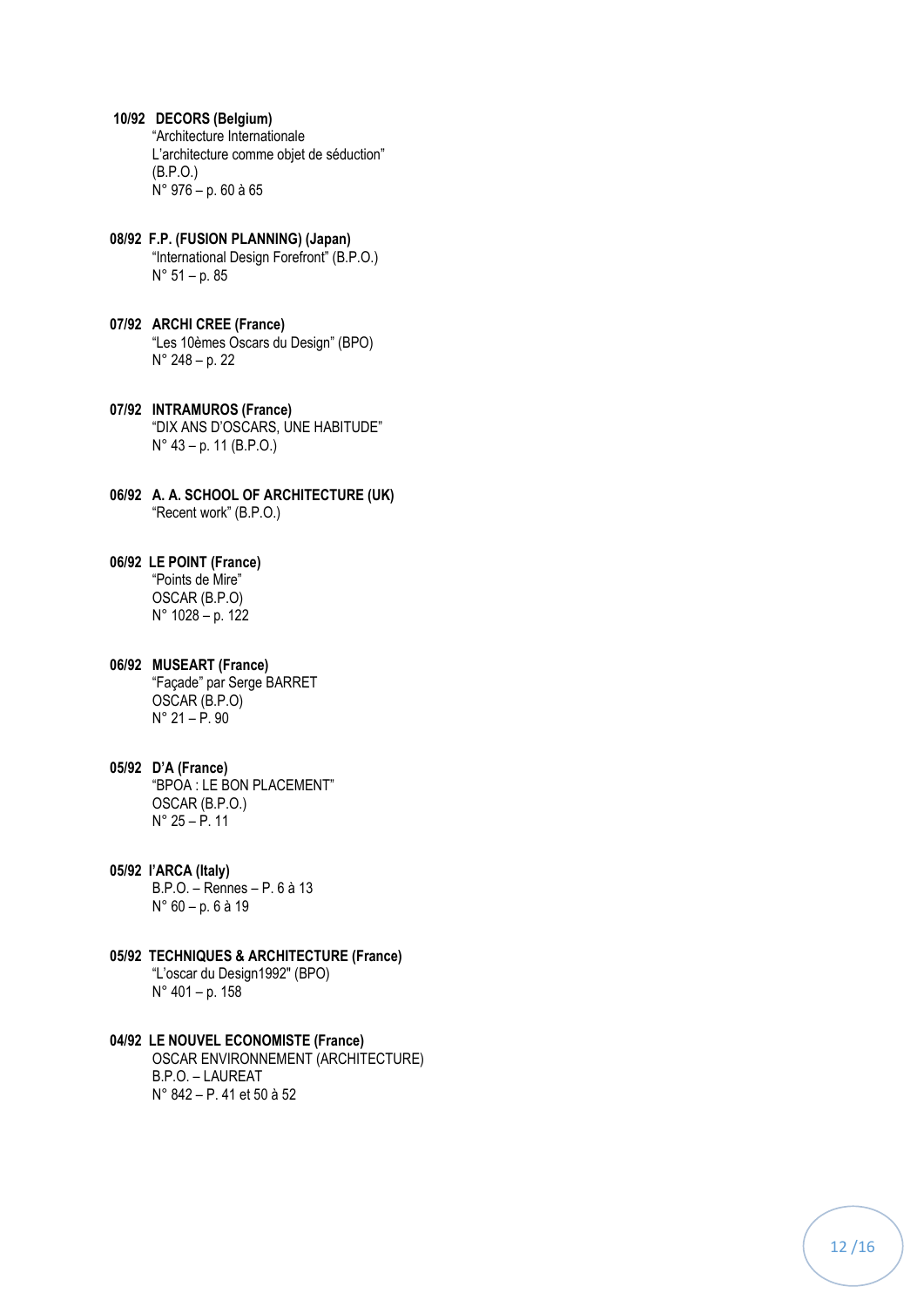**10/92 DECORS (Belgium)**
“Architecture Internationale
L’architecture comme objet de séduction”
(B.P.O.)
N° 976 – p. 60 à 65

**08/92 F.P. (FUSION PLANNING) (Japan)**
“International Design Forefront” (B.P.O.)
N° 51 – p. 85

**07/92 ARCHI CREE (France)**
“Les 10èmes Oscars du Design” (BPO)
N° 248 – p. 22

**07/92 INTRAMUROS (France)**
“DIX ANS D’OSCARS, UNE HABITUDE”
N° 43 – p. 11 (B.P.O.)

**06/92 A. A. SCHOOL OF ARCHITECTURE (UK)**
“Recent work” (B.P.O.)

**06/92 LE POINT (France)**
“Points de Mire”
OSCAR (B.P.O)
N° 1028 – p. 122

**06/92 MUSEART (France)**
“Façade” par Serge BARRET
OSCAR (B.P.O)
N° 21 – P. 90

**05/92 D’A (France)**
“BPOA : LE BON PLACEMENT”
OSCAR (B.P.O.)
N° 25 – P. 11

**05/92 l’ARCA (Italy)**
B.P.O. – Rennes – P. 6 à 13
N° 60 – p. 6 à 19

**05/92 TECHNIQUES & ARCHITECTURE (France)**
“L’oscar du Design1992" (BPO)
N° 401 – p. 158

**04/92 LE NOUVEL ECONOMISTE (France)**
OSCAR ENVIRONNEMENT (ARCHITECTURE)
B.P.O. – LAUREAT
N° 842 – P. 41 et 50 à 52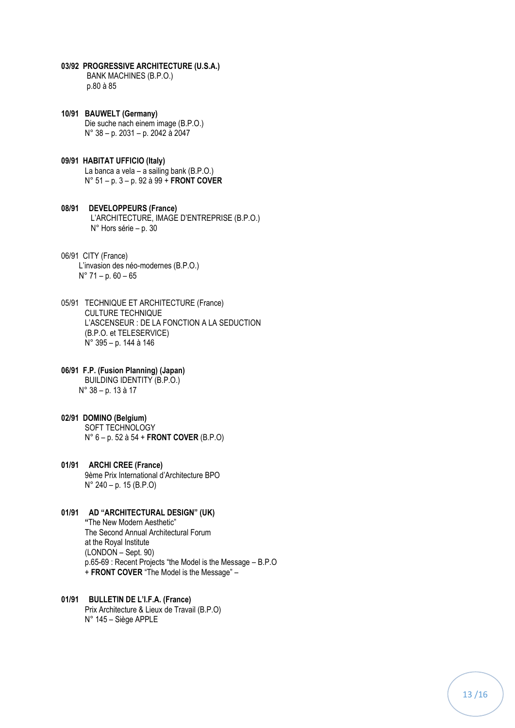**03/92 PROGRESSIVE ARCHITECTURE (U.S.A.)**
BANK MACHINES (B.P.O.)
p.80 à 85

**10/91 BAUWELT (Germany)**
Die suche nach einem image (B.P.O.)
N° 38 – p. 2031 – p. 2042 à 2047

**09/91 HABITAT UFFICIO (Italy)**
La banca a vela – a sailing bank (B.P.O.)
N° 51 – p. 3 – p. 92 à 99 + **FRONT COVER**

**08/91 DEVELOPPEURS (France)**
L'ARCHITECTURE, IMAGE D'ENTREPRISE (B.P.O.)
N° Hors série – p. 30

06/91 CITY (France)
L'invasion des néo-modernes (B.P.O.)
N° 71 – p. 60 – 65

05/91 TECHNIQUE ET ARCHITECTURE (France)
CULTURE TECHNIQUE
L'ASCENSEUR : DE LA FONCTION A LA SEDUCTION
(B.P.O. et TELESERVICE)
N° 395 – p. 144 à 146

**06/91 F.P. (Fusion Planning) (Japan)**
BUILDING IDENTITY (B.P.O.)
N° 38 – p. 13 à 17

**02/91 DOMINO (Belgium)**
SOFT TECHNOLOGY
N° 6 – p. 52 à 54 + **FRONT COVER** (B.P.O)

**01/91 ARCHI CREE (France)**
9ème Prix International d'Architecture BPO
N° 240 – p. 15 (B.P.O)

**01/91 AD "ARCHITECTURAL DESIGN" (UK)**
**"**The New Modern Aesthetic"
The Second Annual Architectural Forum
at the Royal Institute
(LONDON – Sept. 90)
p.65-69 : Recent Projects "the Model is the Message – B.P.O
+ **FRONT COVER** "The Model is the Message" –

**01/91 BULLETIN DE L'I.F.A. (France)**
Prix Architecture & Lieux de Travail (B.P.O)
N° 145 – Siège APPLE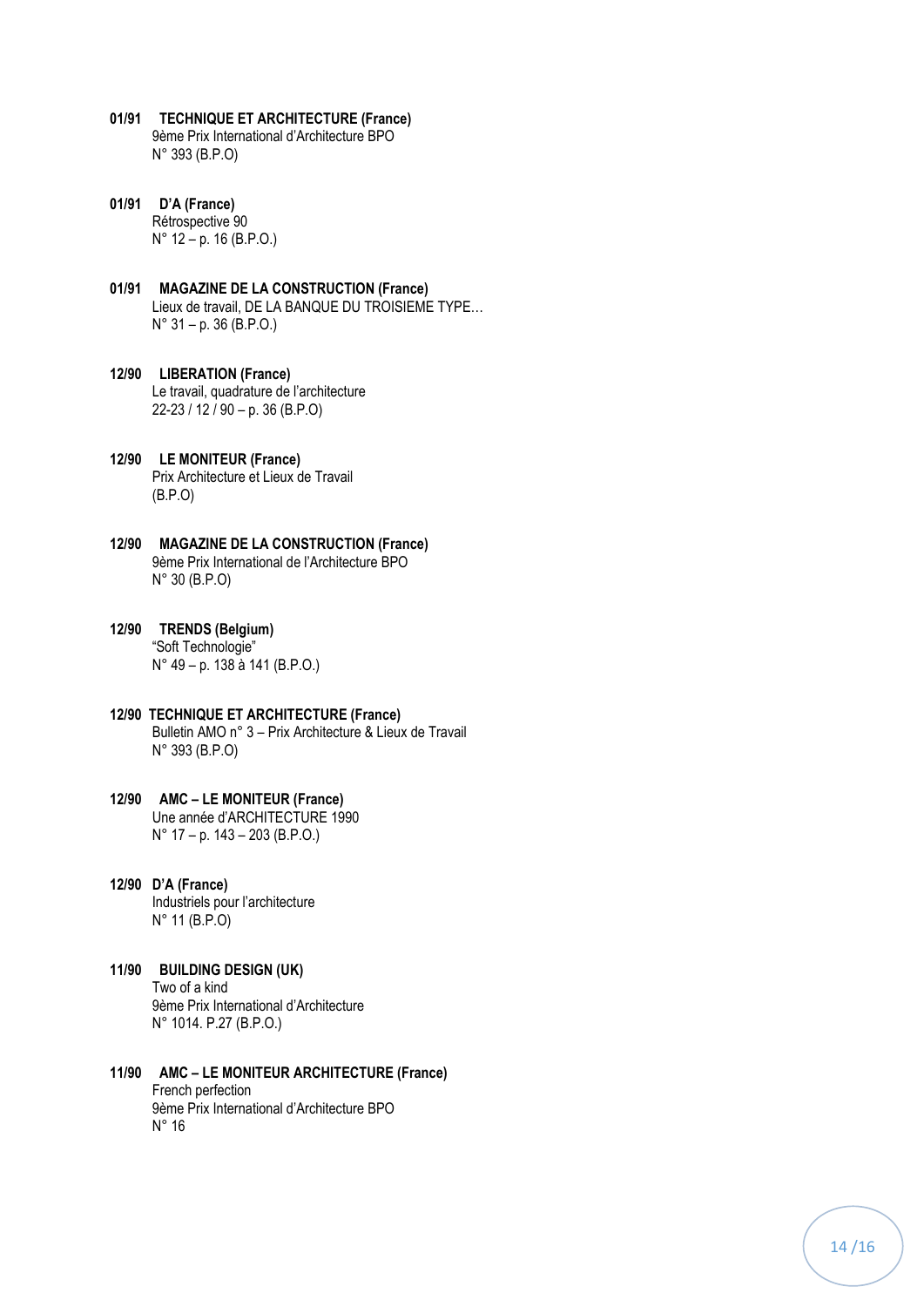**01/91 TECHNIQUE ET ARCHITECTURE (France)**
9ème Prix International d'Architecture BPO
N° 393 (B.P.O)

**01/91 D'A (France)**
Rétrospective 90
N° 12 – p. 16 (B.P.O.)

**01/91 MAGAZINE DE LA CONSTRUCTION (France)**
Lieux de travail, DE LA BANQUE DU TROISIEME TYPE…
N° 31 – p. 36 (B.P.O.)

**12/90 LIBERATION (France)**
Le travail, quadrature de l'architecture
22-23 / 12 / 90 – p. 36 (B.P.O)

**12/90 LE MONITEUR (France)**
Prix Architecture et Lieux de Travail
(B.P.O)

**12/90 MAGAZINE DE LA CONSTRUCTION (France)**
9ème Prix International de l'Architecture BPO
N° 30 (B.P.O)

**12/90 TRENDS (Belgium)**
"Soft Technologie"
N° 49 – p. 138 à 141 (B.P.O.)

**12/90 TECHNIQUE ET ARCHITECTURE (France)**
Bulletin AMO n° 3 – Prix Architecture & Lieux de Travail
N° 393 (B.P.O)

**12/90 AMC – LE MONITEUR (France)**
Une année d'ARCHITECTURE 1990
N° 17 – p. 143 – 203 (B.P.O.)

**12/90 D'A (France)**
Industriels pour l'architecture
N° 11 (B.P.O)

**11/90 BUILDING DESIGN (UK)**
Two of a kind
9ème Prix International d'Architecture
N° 1014. P.27 (B.P.O.)

**11/90 AMC – LE MONITEUR ARCHITECTURE (France)**
French perfection
9ème Prix International d'Architecture BPO
N° 16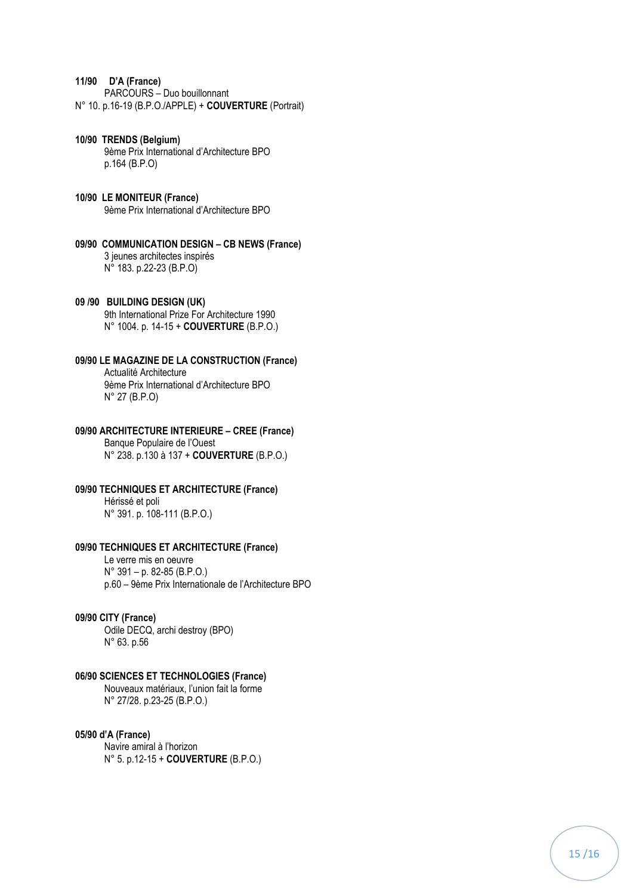**11/90 D'A (France)**
PARCOURS – Duo bouillonnant
N° 10. p.16-19 (B.P.O./APPLE) + **COUVERTURE** (Portrait)

**10/90 TRENDS (Belgium)**
9ème Prix International d'Architecture BPO
p.164 (B.P.O)

**10/90 LE MONITEUR (France)**
9ème Prix International d'Architecture BPO

**09/90 COMMUNICATION DESIGN – CB NEWS (France)**
3 jeunes architectes inspirés
N° 183. p.22-23 (B.P.O)

**09 /90 BUILDING DESIGN (UK)**
9th International Prize For Architecture 1990
N° 1004. p. 14-15 + **COUVERTURE** (B.P.O.)

**09/90 LE MAGAZINE DE LA CONSTRUCTION (France)**
Actualité Architecture
9ème Prix International d'Architecture BPO
N° 27 (B.P.O)

**09/90 ARCHITECTURE INTERIEURE – CREE (France)**
Banque Populaire de l'Ouest
N° 238. p.130 à 137 + **COUVERTURE** (B.P.O.)

**09/90 TECHNIQUES ET ARCHITECTURE (France)**
Hérissé et poli
N° 391. p. 108-111 (B.P.O.)

**09/90 TECHNIQUES ET ARCHITECTURE (France)**
Le verre mis en oeuvre
N° 391 – p. 82-85 (B.P.O.)
p.60 – 9ème Prix Internationale de l'Architecture BPO

**09/90 CITY (France)**
Odile DECQ, archi destroy (BPO)
N° 63. p.56

**06/90 SCIENCES ET TECHNOLOGIES (France)**
Nouveaux matériaux, l'union fait la forme
N° 27/28. p.23-25 (B.P.O.)

**05/90 d'A (France)**
Navire amiral à l'horizon
N° 5. p.12-15 + **COUVERTURE** (B.P.O.)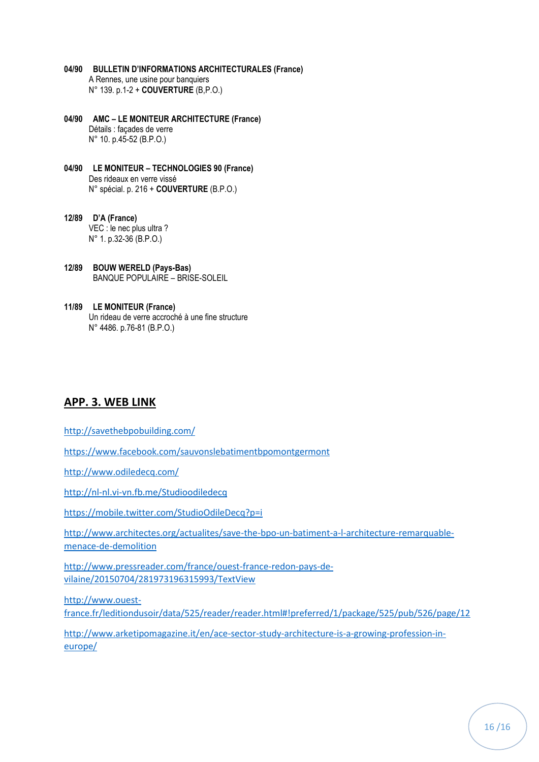**04/90 BULLETIN D'INFORMATIONS ARCHITECTURALES (France)**
A Rennes, une usine pour banquiers
N° 139. p.1-2 + **COUVERTURE** (B,P.O.)

**04/90 AMC – LE MONITEUR ARCHITECTURE (France)**
Détails : façades de verre
N° 10. p.45-52 (B.P.O.)

**04/90 LE MONITEUR – TECHNOLOGIES 90 (France)**
Des rideaux en verre vissé
N° spécial. p. 216 + **COUVERTURE** (B.P.O.)

**12/89 D'A (France)**
VEC : le nec plus ultra ?
N° 1. p.32-36 (B.P.O.)

**12/89 BOUW WERELD (Pays-Bas)**
BANQUE POPULAIRE – BRISE-SOLEIL

**11/89 LE MONITEUR (France)**
Un rideau de verre accroché à une fine structure
N° 4486. p.76-81 (B.P.O.)

## APP. 3. WEB LINK

http://savethebpobuilding.com/

https://www.facebook.com/sauvonslebatimentbpomontgermont

http://www.odiledecq.com/

http://nl-nl.vi-vn.fb.me/Studioodiledecq

https://mobile.twitter.com/StudioOdileDecq?p=i

http://www.architectes.org/actualites/save-the-bpo-un-batiment-a-l-architecture-remarquable-menace-de-demolition

http://www.pressreader.com/france/ouest-france-redon-pays-de-vilaine/20150704/281973196315993/TextView

http://www.ouest-france.fr/leditiondusoir/data/525/reader/reader.html#!preferred/1/package/525/pub/526/page/12

http://www.arketipomagazine.it/en/ace-sector-study-architecture-is-a-growing-profession-in-europe/